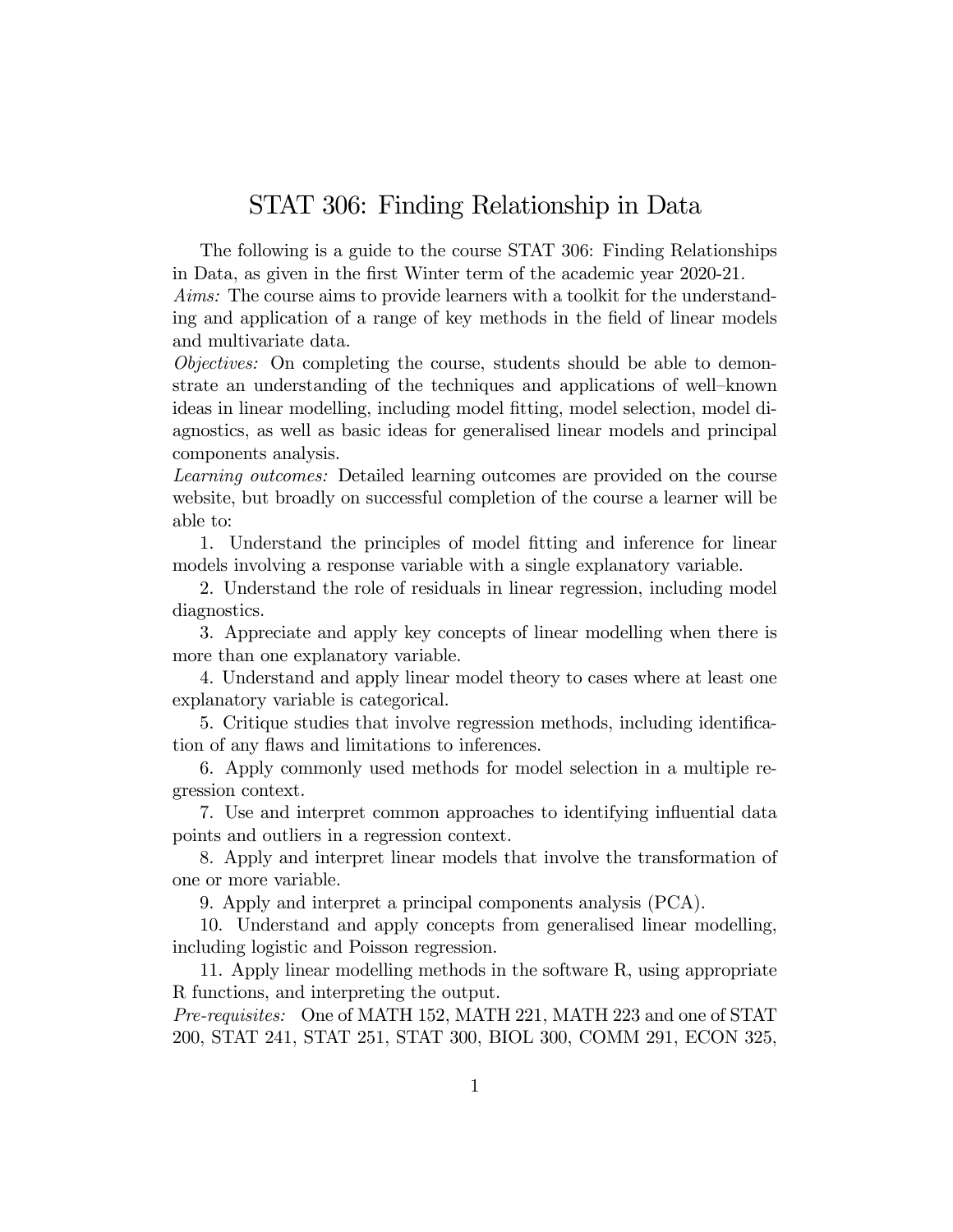# STAT 306: Finding Relationship in Data

The following is a guide to the course STAT 306: Finding Relationships in Data, as given in the first Winter term of the academic year 2020-21.

*Aims:* The course aims to provide learners with a toolkit for the understanding and application of a range of key methods in the field of linear models and multivariate data.

*Objectives:* On completing the course, students should be able to demonstrate an understanding of the techniques and applications of well–known ideas in linear modelling, including model fitting, model selection, model diagnostics, as well as basic ideas for generalised linear models and principal components analysis.

*Learning outcomes:* Detailed learning outcomes are provided on the course website, but broadly on successful completion of the course a learner will be able to:

1. Understand the principles of model fitting and inference for linear models involving a response variable with a single explanatory variable.

2. Understand the role of residuals in linear regression, including model diagnostics.

3. Appreciate and apply key concepts of linear modelling when there is more than one explanatory variable.

4. Understand and apply linear model theory to cases where at least one explanatory variable is categorical.

5. Critique studies that involve regression methods, including identification of any flaws and limitations to inferences.

6. Apply commonly used methods for model selection in a multiple regression context.

7. Use and interpret common approaches to identifying influential data points and outliers in a regression context.

8. Apply and interpret linear models that involve the transformation of one or more variable.

9. Apply and interpret a principal components analysis (PCA).

10. Understand and apply concepts from generalised linear modelling, including logistic and Poisson regression.

11. Apply linear modelling methods in the software R, using appropriate R functions, and interpreting the output.

*Pre-requisites:* One of MATH 152, MATH 221, MATH 223 and one of STAT 200, STAT 241, STAT 251, STAT 300, BIOL 300, COMM 291, ECON 325,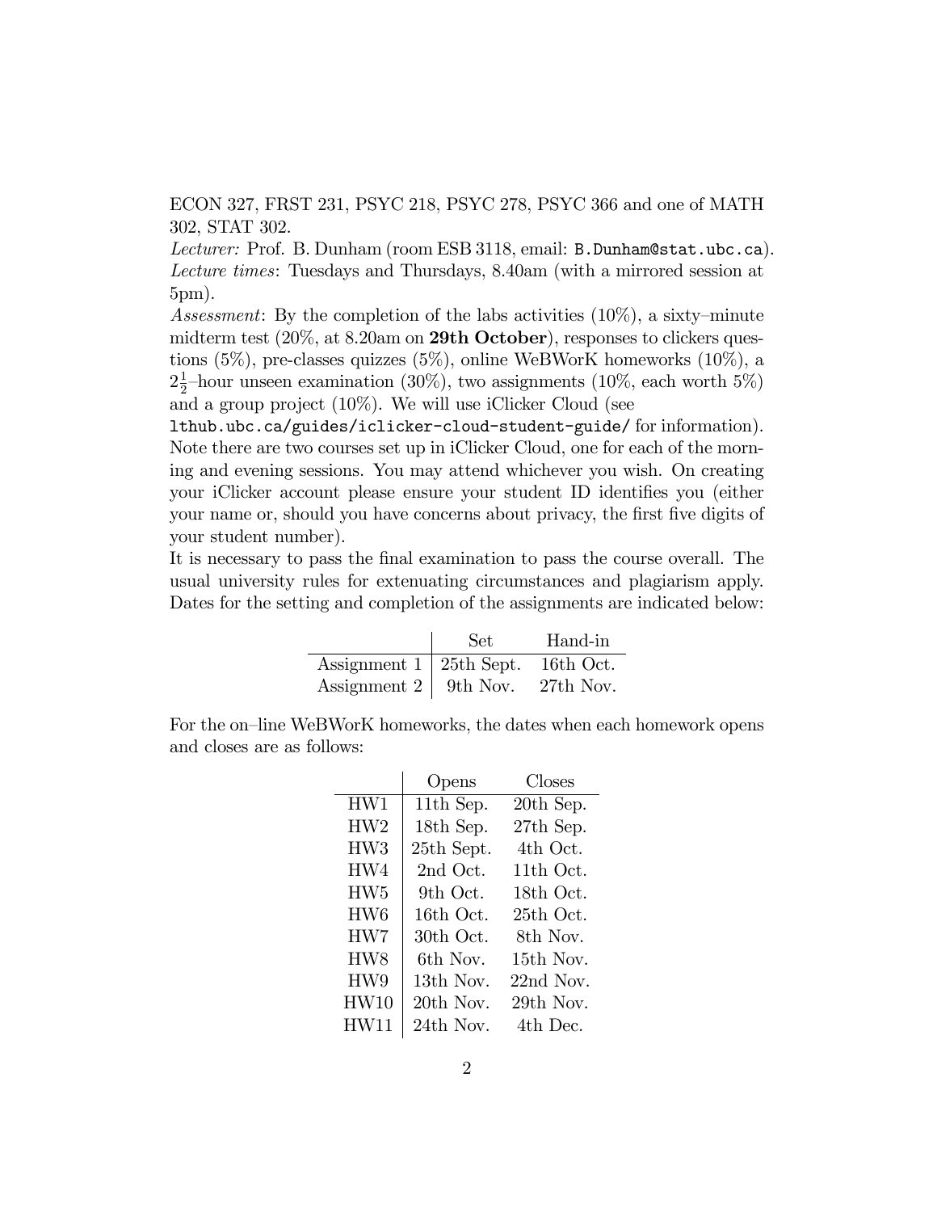ECON 327, FRST 231, PSYC 218, PSYC 278, PSYC 366 and one of MATH 302, STAT 302.

*Lecturer:* Prof. B. Dunham (room ESB 3118, email: B.Dunham@stat.ubc.ca).
*Lecture times*: Tuesdays and Thursdays, 8.40am (with a mirrored session at 5pm).
*Assessment*: By the completion of the labs activities (10%), a sixty–minute midterm test (20%, at 8.20am on **29th October**), responses to clickers questions (5%), pre-classes quizzes (5%), online WeBWorK homeworks (10%), a $2\frac{1}{2}$–hour unseen examination (30%), two assignments (10%, each worth 5%) and a group project (10%). We will use iClicker Cloud (see lthub.ubc.ca/guides/iclicker-cloud-student-guide/ for information). Note there are two courses set up in iClicker Cloud, one for each of the morning and evening sessions. You may attend whichever you wish. On creating your iClicker account please ensure your student ID identifies you (either your name or, should you have concerns about privacy, the first five digits of your student number).
It is necessary to pass the final examination to pass the course overall. The usual university rules for extenuating circumstances and plagiarism apply. Dates for the setting and completion of the assignments are indicated below:

| | Set | Hand-in |
|---|---|---|
| Assignment 1 | 25th Sept. | 16th Oct. |
| Assignment 2 | 9th Nov. | 27th Nov. |

For the on–line WeBWorK homeworks, the dates when each homework opens and closes are as follows:

| | Opens | Closes |
|---|---|---|
| HW1 | 11th Sep. | 20th Sep. |
| HW2 | 18th Sep. | 27th Sep. |
| HW3 | 25th Sept. | 4th Oct. |
| HW4 | 2nd Oct. | 11th Oct. |
| HW5 | 9th Oct. | 18th Oct. |
| HW6 | 16th Oct. | 25th Oct. |
| HW7 | 30th Oct. | 8th Nov. |
| HW8 | 6th Nov. | 15th Nov. |
| HW9 | 13th Nov. | 22nd Nov. |
| HW10 | 20th Nov. | 29th Nov. |
| HW11 | 24th Nov. | 4th Dec. |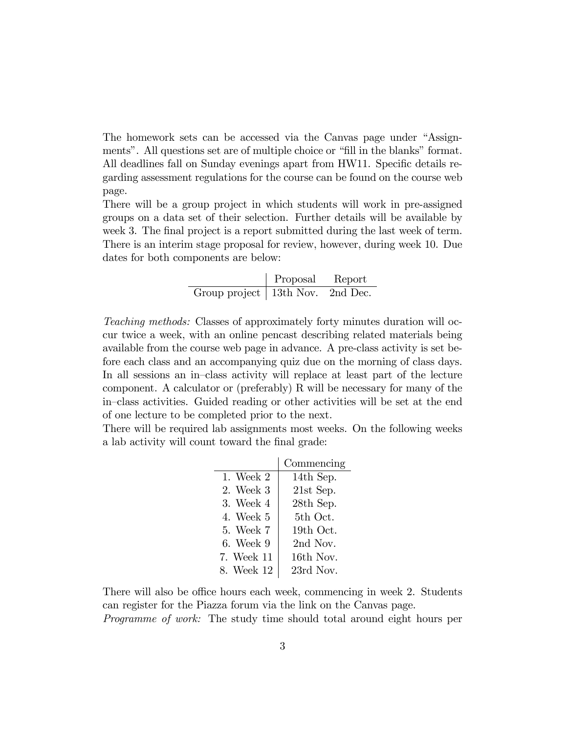The homework sets can be accessed via the Canvas page under "Assignments". All questions set are of multiple choice or "fill in the blanks" format. All deadlines fall on Sunday evenings apart from HW11. Specific details regarding assessment regulations for the course can be found on the course web page.

There will be a group project in which students will work in pre-assigned groups on a data set of their selection. Further details will be available by week 3. The final project is a report submitted during the last week of term. There is an interim stage proposal for review, however, during week 10. Due dates for both components are below:

| | Proposal | Report |
|---|---|---|
| Group project | 13th Nov. | 2nd Dec. |

*Teaching methods:* Classes of approximately forty minutes duration will occur twice a week, with an online pencast describing related materials being available from the course web page in advance. A pre-class activity is set before each class and an accompanying quiz due on the morning of class days. In all sessions an in–class activity will replace at least part of the lecture component. A calculator or (preferably) R will be necessary for many of the in–class activities. Guided reading or other activities will be set at the end of one lecture to be completed prior to the next.

There will be required lab assignments most weeks. On the following weeks a lab activity will count toward the final grade:

| | Commencing |
|---|---|
| 1. Week 2 | 14th Sep. |
| 2. Week 3 | 21st Sep. |
| 3. Week 4 | 28th Sep. |
| 4. Week 5 | 5th Oct. |
| 5. Week 7 | 19th Oct. |
| 6. Week 9 | 2nd Nov. |
| 7. Week 11 | 16th Nov. |
| 8. Week 12 | 23rd Nov. |

There will also be office hours each week, commencing in week 2. Students can register for the Piazza forum via the link on the Canvas page.

*Programme of work:* The study time should total around eight hours per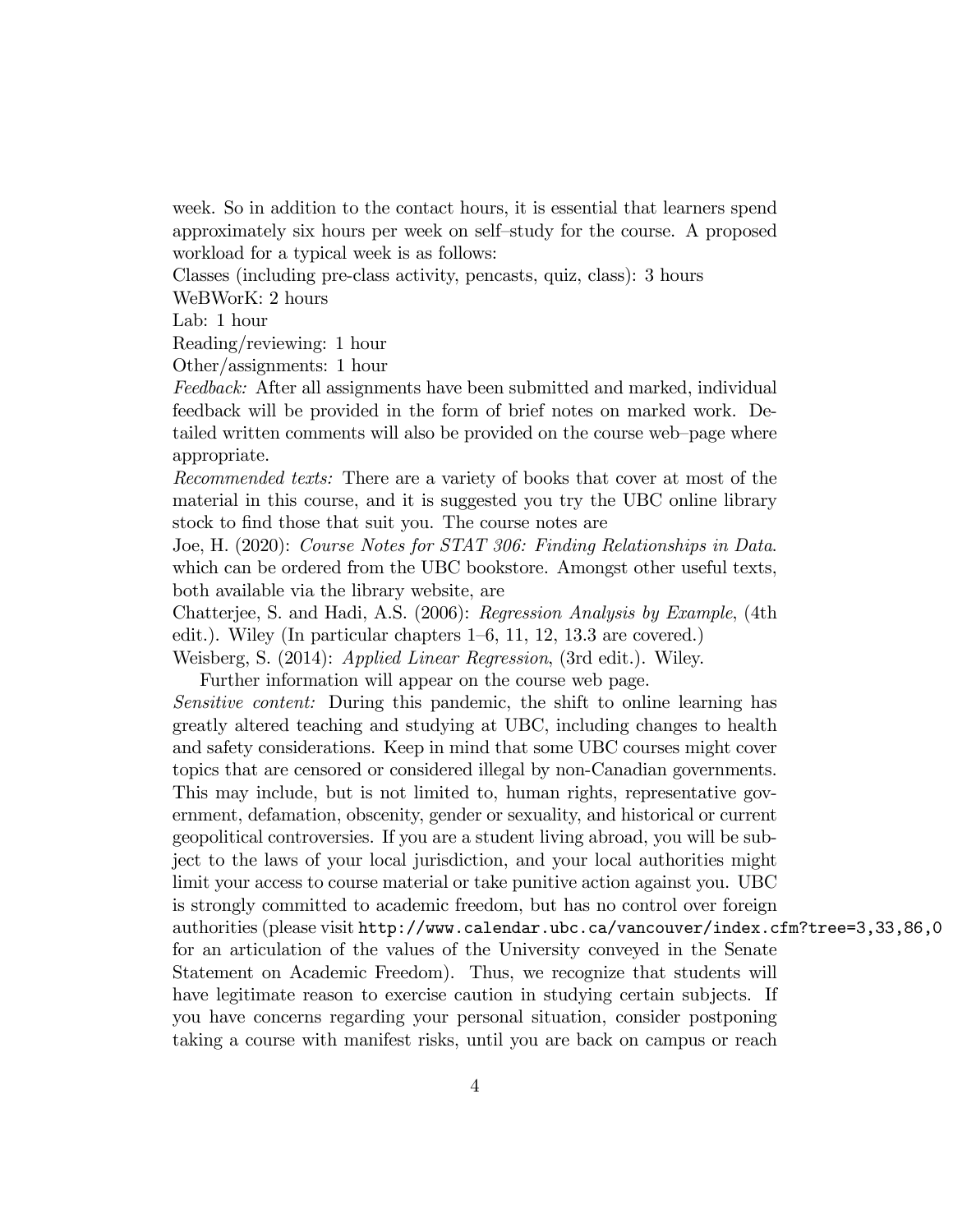week. So in addition to the contact hours, it is essential that learners spend approximately six hours per week on self–study for the course. A proposed workload for a typical week is as follows:

Classes (including pre-class activity, pencasts, quiz, class): 3 hours
WeBWorK: 2 hours
Lab: 1 hour
Reading/reviewing: 1 hour
Other/assignments: 1 hour

*Feedback:* After all assignments have been submitted and marked, individual feedback will be provided in the form of brief notes on marked work. Detailed written comments will also be provided on the course web–page where appropriate.

*Recommended texts:* There are a variety of books that cover at most of the material in this course, and it is suggested you try the UBC online library stock to find those that suit you. The course notes are

Joe, H. (2020): *Course Notes for STAT 306: Finding Relationships in Data*. which can be ordered from the UBC bookstore. Amongst other useful texts, both available via the library website, are

Chatterjee, S. and Hadi, A.S. (2006): *Regression Analysis by Example*, (4th edit.). Wiley (In particular chapters 1–6, 11, 12, 13.3 are covered.)

Weisberg, S. (2014): *Applied Linear Regression*, (3rd edit.). Wiley.

Further information will appear on the course web page.

*Sensitive content:* During this pandemic, the shift to online learning has greatly altered teaching and studying at UBC, including changes to health and safety considerations. Keep in mind that some UBC courses might cover topics that are censored or considered illegal by non-Canadian governments. This may include, but is not limited to, human rights, representative government, defamation, obscenity, gender or sexuality, and historical or current geopolitical controversies. If you are a student living abroad, you will be subject to the laws of your local jurisdiction, and your local authorities might limit your access to course material or take punitive action against you. UBC is strongly committed to academic freedom, but has no control over foreign authorities (please visit `http://www.calendar.ubc.ca/vancouver/index.cfm?tree=3,33,86,0` for an articulation of the values of the University conveyed in the Senate Statement on Academic Freedom). Thus, we recognize that students will have legitimate reason to exercise caution in studying certain subjects. If you have concerns regarding your personal situation, consider postponing taking a course with manifest risks, until you are back on campus or reach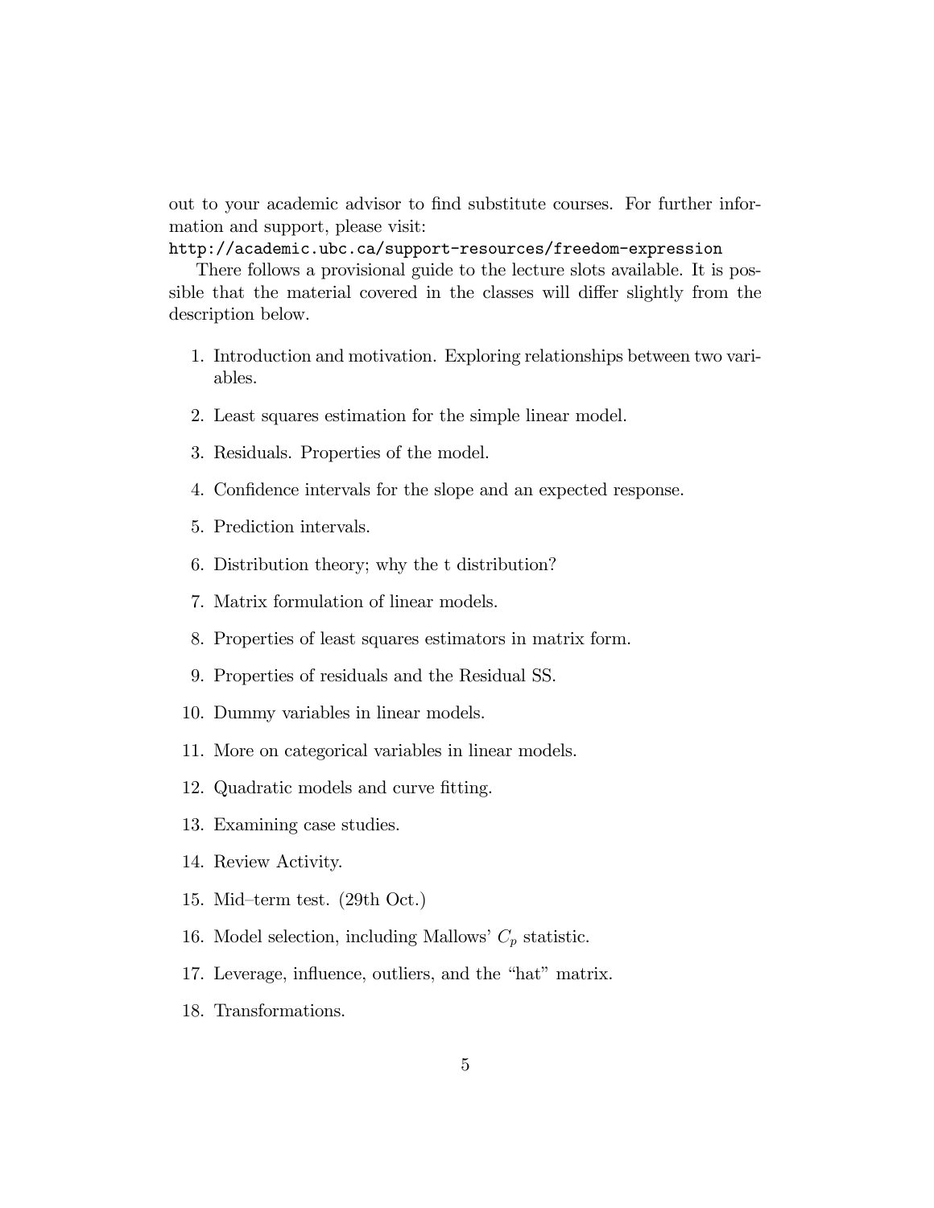out to your academic advisor to find substitute courses. For further information and support, please visit:
http://academic.ubc.ca/support-resources/freedom-expression

There follows a provisional guide to the lecture slots available. It is possible that the material covered in the classes will differ slightly from the description below.

1. Introduction and motivation. Exploring relationships between two variables.
2. Least squares estimation for the simple linear model.
3. Residuals. Properties of the model.
4. Confidence intervals for the slope and an expected response.
5. Prediction intervals.
6. Distribution theory; why the t distribution?
7. Matrix formulation of linear models.
8. Properties of least squares estimators in matrix form.
9. Properties of residuals and the Residual SS.
10. Dummy variables in linear models.
11. More on categorical variables in linear models.
12. Quadratic models and curve fitting.
13. Examining case studies.
14. Review Activity.
15. Mid–term test. (29th Oct.)
16. Model selection, including Mallows' $C_p$ statistic.
17. Leverage, influence, outliers, and the "hat" matrix.
18. Transformations.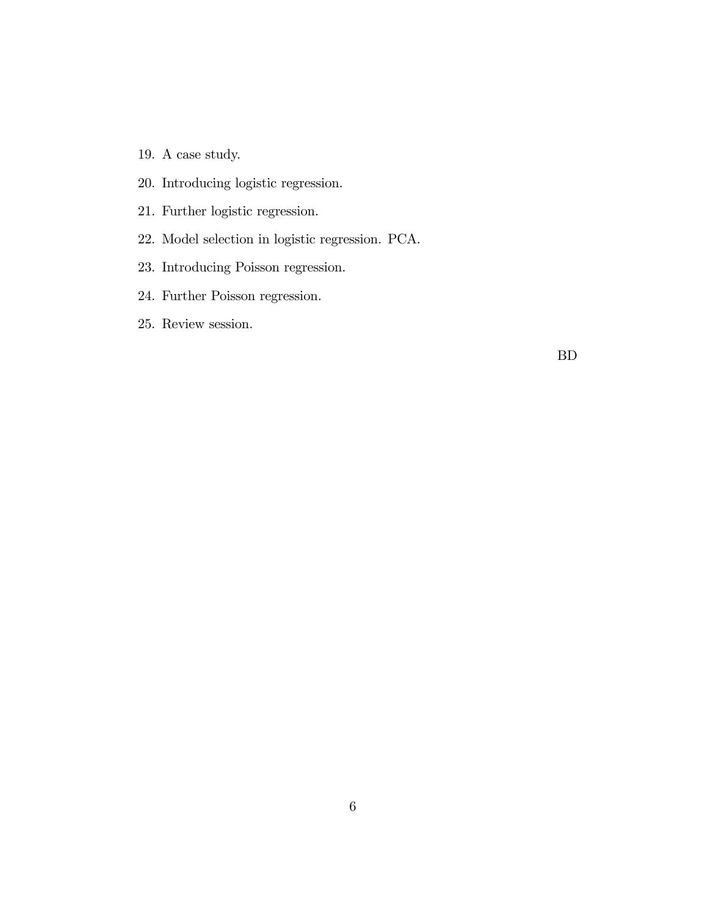19. A case study.
20. Introducing logistic regression.
21. Further logistic regression.
22. Model selection in logistic regression. PCA.
23. Introducing Poisson regression.
24. Further Poisson regression.
25. Review session.

BD